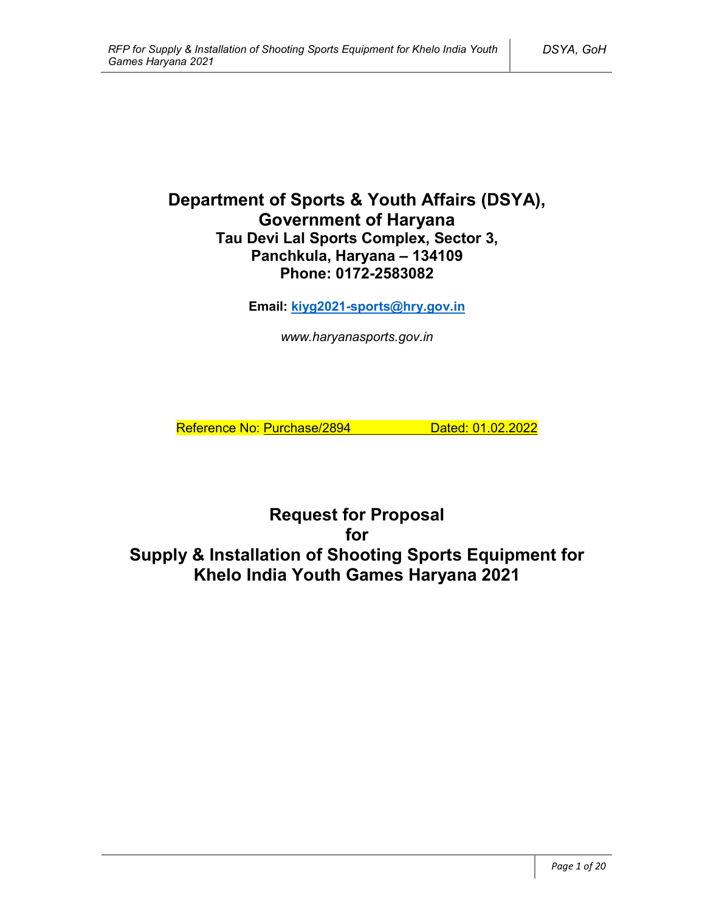# Department of Sports & Youth Affairs (DSYA), Government of Haryana

**Tau Devi Lal Sports Complex, Sector 3, Panchkula, Haryana – 134109**

**Phone: 0172-2583082**

**Email: kiyg2021-sports@hry.gov.in**

*www.haryanasports.gov.in*

Reference No: Purchase/2894 Dated: 01.02.2022

# Request for Proposal for Supply & Installation of Shooting Sports Equipment for Khelo India Youth Games Haryana 2021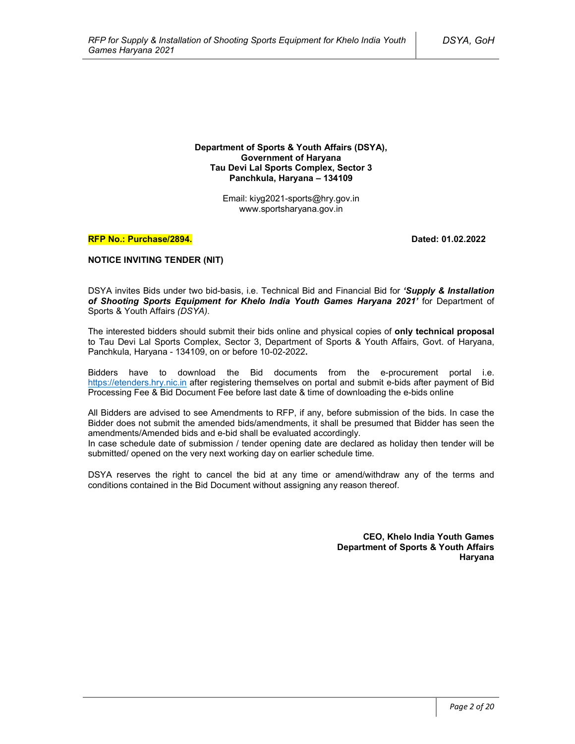**Department of Sports & Youth Affairs (DSYA),**
**Government of Haryana**
**Tau Devi Lal Sports Complex, Sector 3**
**Panchkula, Haryana – 134109**

Email: kiyg2021-sports@hry.gov.in
www.sportsharyana.gov.in

**RFP No.: Purchase/2894.** **Dated: 01.02.2022**

**NOTICE INVITING TENDER (NIT)**

DSYA invites Bids under two bid-basis, i.e. Technical Bid and Financial Bid for ***'Supply & Installation of Shooting Sports Equipment for Khelo India Youth Games Haryana 2021'*** for Department of Sports & Youth Affairs *(DSYA)*.

The interested bidders should submit their bids online and physical copies of **only technical proposal** to Tau Devi Lal Sports Complex, Sector 3, Department of Sports & Youth Affairs, Govt. of Haryana, Panchkula, Haryana - 134109, on or before 10-02-2022**.**

Bidders have to download the Bid documents from the e-procurement portal i.e. https://etenders.hry.nic.in after registering themselves on portal and submit e-bids after payment of Bid Processing Fee & Bid Document Fee before last date & time of downloading the e-bids online

All Bidders are advised to see Amendments to RFP, if any, before submission of the bids. In case the Bidder does not submit the amended bids/amendments, it shall be presumed that Bidder has seen the amendments/Amended bids and e-bid shall be evaluated accordingly.
In case schedule date of submission / tender opening date are declared as holiday then tender will be submitted/ opened on the very next working day on earlier schedule time.

DSYA reserves the right to cancel the bid at any time or amend/withdraw any of the terms and conditions contained in the Bid Document without assigning any reason thereof.

**CEO, Khelo India Youth Games**
**Department of Sports & Youth Affairs**
**Haryana**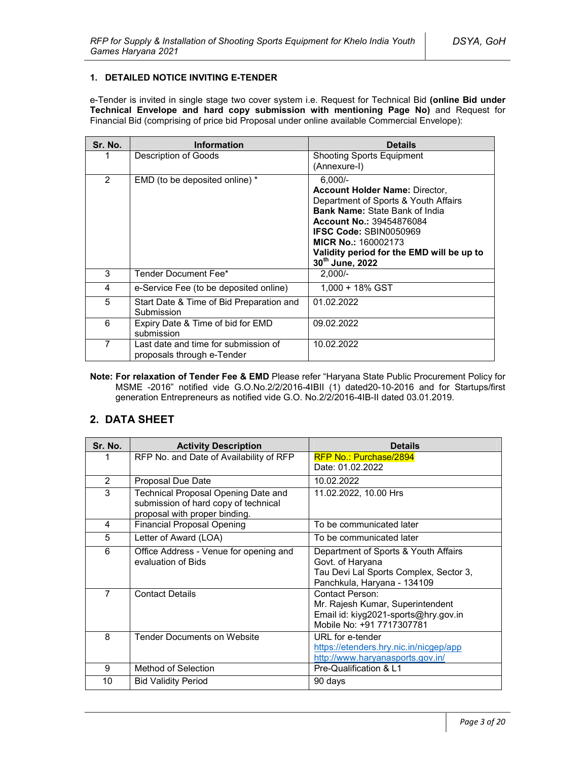### 1. DETAILED NOTICE INVITING E-TENDER

e-Tender is invited in single stage two cover system i.e. Request for Technical Bid **(online Bid under Technical Envelope and hard copy submission with mentioning Page No)** and Request for Financial Bid (comprising of price bid Proposal under online available Commercial Envelope):

| Sr. No. | Information | Details |
|---|---|---|
| 1 | Description of Goods | Shooting Sports Equipment (Annexure-I) |
| 2 | EMD (to be deposited online) * | 6,000/-<br>**Account Holder Name:** Director, Department of Sports & Youth Affairs<br>**Bank Name:** State Bank of India<br>**Account No.:** 39454876084<br>**IFSC Code:** SBIN0050969<br>**MICR No.:** 160002173<br>**Validity period for the EMD will be up to 30th June, 2022** |
| 3 | Tender Document Fee* | 2,000/- |
| 4 | e-Service Fee (to be deposited online) | 1,000 + 18% GST |
| 5 | Start Date & Time of Bid Preparation and Submission | 01.02.2022 |
| 6 | Expiry Date & Time of bid for EMD submission | 09.02.2022 |
| 7 | Last date and time for submission of proposals through e-Tender | 10.02.2022 |

**Note: For relaxation of Tender Fee & EMD** Please refer "Haryana State Public Procurement Policy for MSME -2016" notified vide G.O.No.2/2/2016-4IBII (1) dated20-10-2016 and for Startups/first generation Entrepreneurs as notified vide G.O. No.2/2/2016-4IB-II dated 03.01.2019.

## 2. DATA SHEET

| Sr. No. | Activity Description | Details |
|---|---|---|
| 1 | RFP No. and Date of Availability of RFP | RFP No.: Purchase/2894<br>Date: 01.02.2022 |
| 2 | Proposal Due Date | 10.02.2022 |
| 3 | Technical Proposal Opening Date and submission of hard copy of technical proposal with proper binding. | 11.02.2022, 10.00 Hrs |
| 4 | Financial Proposal Opening | To be communicated later |
| 5 | Letter of Award (LOA) | To be communicated later |
| 6 | Office Address - Venue for opening and evaluation of Bids | Department of Sports & Youth Affairs<br>Govt. of Haryana<br>Tau Devi Lal Sports Complex, Sector 3, Panchkula, Haryana - 134109 |
| 7 | Contact Details | Contact Person:<br>Mr. Rajesh Kumar, Superintendent<br>Email id: kiyg2021-sports@hry.gov.in<br>Mobile No: +91 7717307781 |
| 8 | Tender Documents on Website | URL for e-tender<br>https://etenders.hry.nic.in/nicgep/app<br>http://www.haryanasports.gov.in/ |
| 9 | Method of Selection | Pre-Qualification & L1 |
| 10 | Bid Validity Period | 90 days |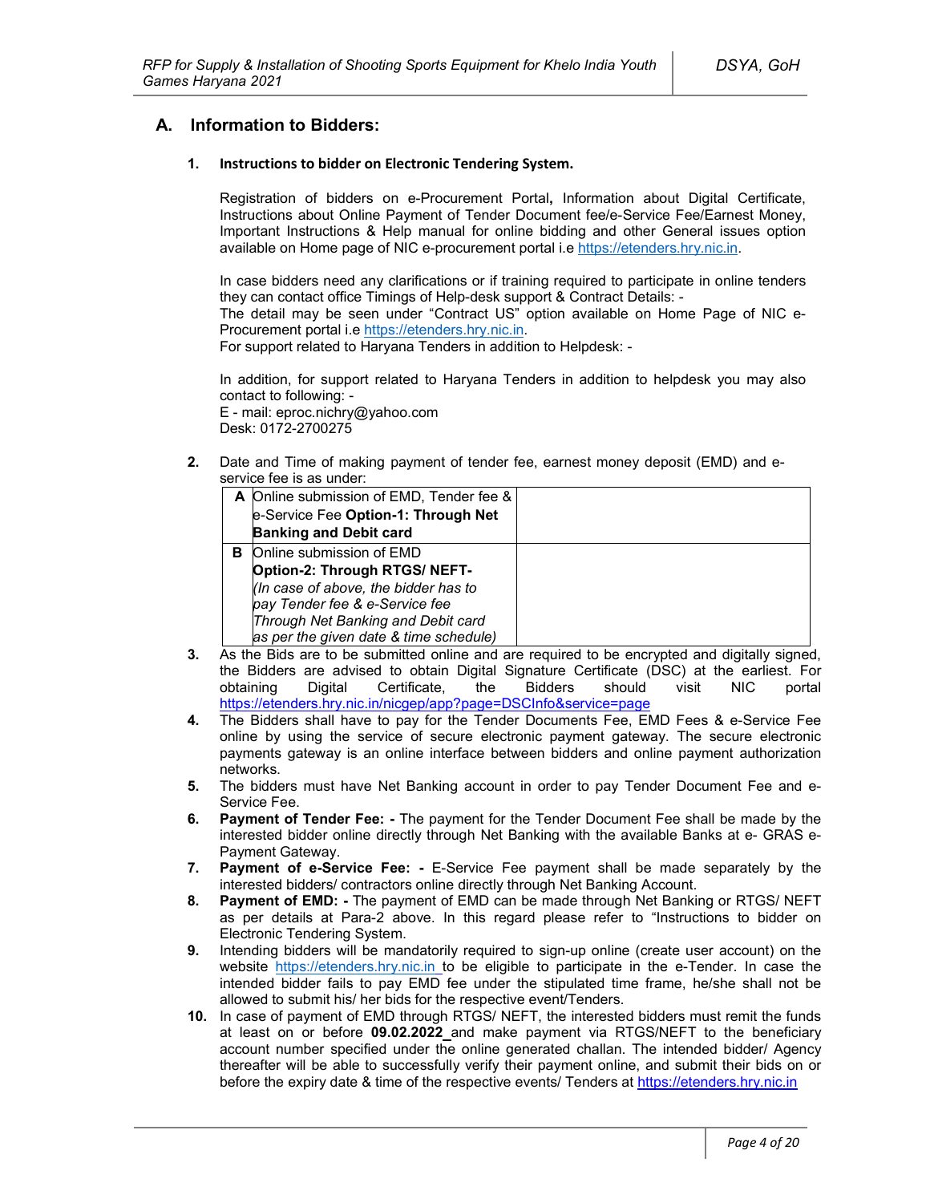## A. Information to Bidders:

### 1. Instructions to bidder on Electronic Tendering System.

Registration of bidders on e-Procurement Portal**,** Information about Digital Certificate, Instructions about Online Payment of Tender Document fee/e-Service Fee/Earnest Money, Important Instructions & Help manual for online bidding and other General issues option available on Home page of NIC e-procurement portal i.e https://etenders.hry.nic.in.

In case bidders need any clarifications or if training required to participate in online tenders they can contact office Timings of Help-desk support & Contract Details: -
The detail may be seen under "Contract US" option available on Home Page of NIC e-Procurement portal i.e https://etenders.hry.nic.in.
For support related to Haryana Tenders in addition to Helpdesk: -

In addition, for support related to Haryana Tenders in addition to helpdesk you may also contact to following: -
E - mail: eproc.nichry@yahoo.com
Desk: 0172-2700275

2. Date and Time of making payment of tender fee, earnest money deposit (EMD) and e-service fee is as under:

| | | |
|---|---|---|
| **A** | Online submission of EMD, Tender fee & e-Service Fee **Option-1: Through Net Banking and Debit card** | |
| **B** | Online submission of EMD **Option-2: Through RTGS/ NEFT-** *(In case of above, the bidder has to pay Tender fee & e-Service fee Through Net Banking and Debit card as per the given date & time schedule)* | |

3. As the Bids are to be submitted online and are required to be encrypted and digitally signed, the Bidders are advised to obtain Digital Signature Certificate (DSC) at the earliest. For obtaining Digital Certificate, the Bidders should visit NIC portal https://etenders.hry.nic.in/nicgep/app?page=DSCInfo&service=page
4. The Bidders shall have to pay for the Tender Documents Fee, EMD Fees & e-Service Fee online by using the service of secure electronic payment gateway. The secure electronic payments gateway is an online interface between bidders and online payment authorization networks.
5. The bidders must have Net Banking account in order to pay Tender Document Fee and e-Service Fee.
6. **Payment of Tender Fee: -** The payment for the Tender Document Fee shall be made by the interested bidder online directly through Net Banking with the available Banks at e- GRAS e-Payment Gateway.
7. **Payment of e-Service Fee: -** E-Service Fee payment shall be made separately by the interested bidders/ contractors online directly through Net Banking Account.
8. **Payment of EMD: -** The payment of EMD can be made through Net Banking or RTGS/ NEFT as per details at Para-2 above. In this regard please refer to "Instructions to bidder on Electronic Tendering System.
9. Intending bidders will be mandatorily required to sign-up online (create user account) on the website https://etenders.hry.nic.in to be eligible to participate in the e-Tender. In case the intended bidder fails to pay EMD fee under the stipulated time frame, he/she shall not be allowed to submit his/ her bids for the respective event/Tenders.
10. In case of payment of EMD through RTGS/ NEFT, the interested bidders must remit the funds at least on or before **09.02.2022** and make payment via RTGS/NEFT to the beneficiary account number specified under the online generated challan. The intended bidder/ Agency thereafter will be able to successfully verify their payment online, and submit their bids on or before the expiry date & time of the respective events/ Tenders at https://etenders.hry.nic.in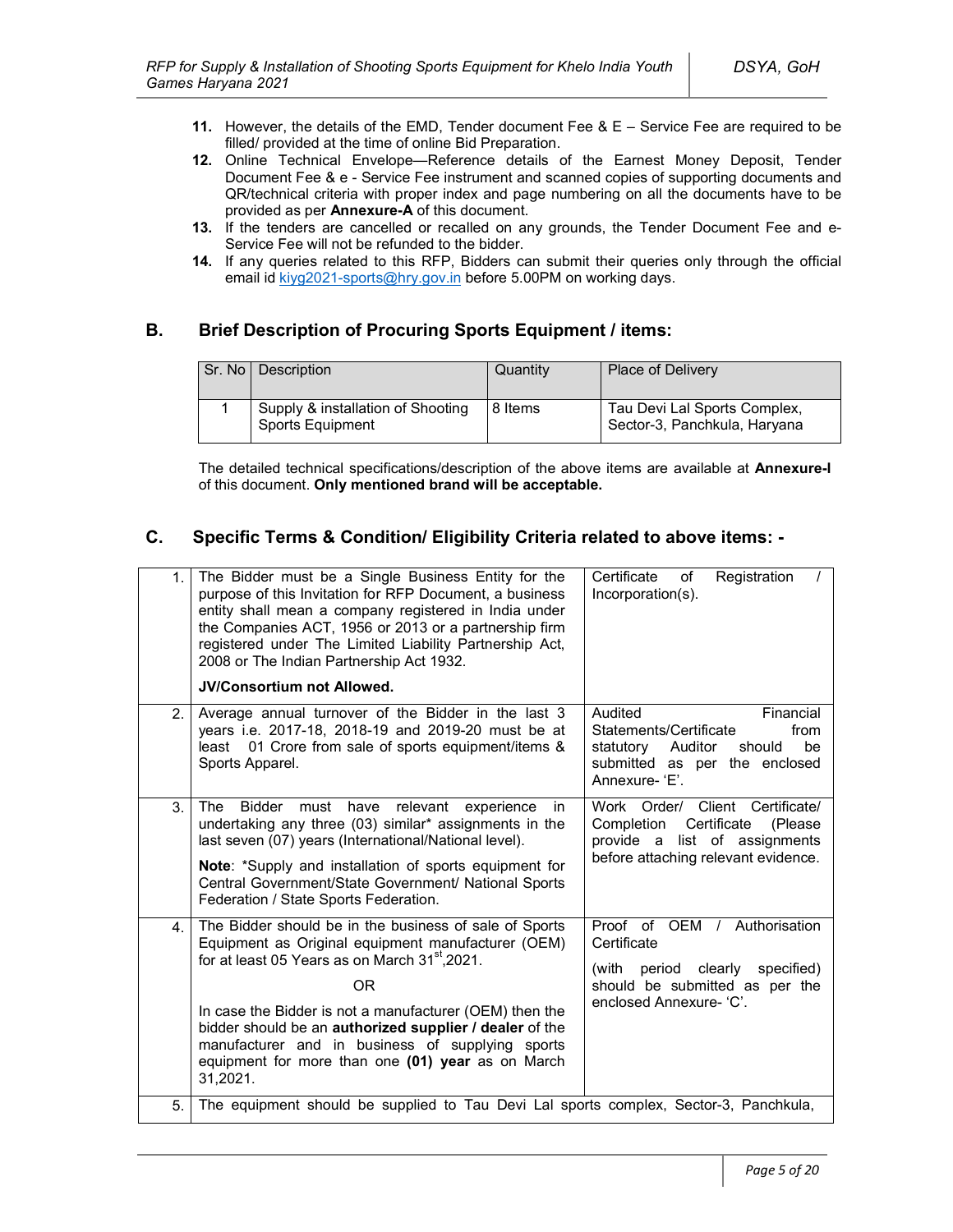11. However, the details of the EMD, Tender document Fee & E – Service Fee are required to be filled/ provided at the time of online Bid Preparation.
12. Online Technical Envelope—Reference details of the Earnest Money Deposit, Tender Document Fee & e - Service Fee instrument and scanned copies of supporting documents and QR/technical criteria with proper index and page numbering on all the documents have to be provided as per **Annexure-A** of this document.
13. If the tenders are cancelled or recalled on any grounds, the Tender Document Fee and e-Service Fee will not be refunded to the bidder.
14. If any queries related to this RFP, Bidders can submit their queries only through the official email id kiyg2021-sports@hry.gov.in before 5.00PM on working days.

## B. Brief Description of Procuring Sports Equipment / items:

| Sr. No | Description | Quantity | Place of Delivery |
|---|---|---|---|
| 1 | Supply & installation of Shooting Sports Equipment | 8 Items | Tau Devi Lal Sports Complex, Sector-3, Panchkula, Haryana |

The detailed technical specifications/description of the above items are available at **Annexure-I** of this document. **Only mentioned brand will be acceptable.**

## C. Specific Terms & Condition/ Eligibility Criteria related to above items: -

| | | |
|---|---|---|
| 1. | The Bidder must be a Single Business Entity for the purpose of this Invitation for RFP Document, a business entity shall mean a company registered in India under the Companies ACT, 1956 or 2013 or a partnership firm registered under The Limited Liability Partnership Act, 2008 or The Indian Partnership Act 1932.<br><br>**JV/Consortium not Allowed.** | Certificate of Registration / Incorporation(s). |
| 2. | Average annual turnover of the Bidder in the last 3 years i.e. 2017-18, 2018-19 and 2019-20 must be at least 01 Crore from sale of sports equipment/items & Sports Apparel. | Audited Financial Statements/Certificate from statutory Auditor should be submitted as per the enclosed Annexure- 'E'. |
| 3. | The Bidder must have relevant experience in undertaking any three (03) similar* assignments in the last seven (07) years (International/National level).<br><br>**Note**: *Supply and installation of sports equipment for Central Government/State Government/ National Sports Federation / State Sports Federation. | Work Order/ Client Certificate/ Completion Certificate (Please provide a list of assignments before attaching relevant evidence. |
| 4. | The Bidder should be in the business of sale of Sports Equipment as Original equipment manufacturer (OEM) for at least 05 Years as on March 31st,2021.<br><br>OR<br><br>In case the Bidder is not a manufacturer (OEM) then the bidder should be an **authorized supplier / dealer** of the manufacturer and in business of supplying sports equipment for more than one **(01) year** as on March 31,2021. | Proof of OEM / Authorisation Certificate<br><br>(with period clearly specified) should be submitted as per the enclosed Annexure- 'C'. |
| 5. | The equipment should be supplied to Tau Devi Lal sports complex, Sector-3, Panchkula, | |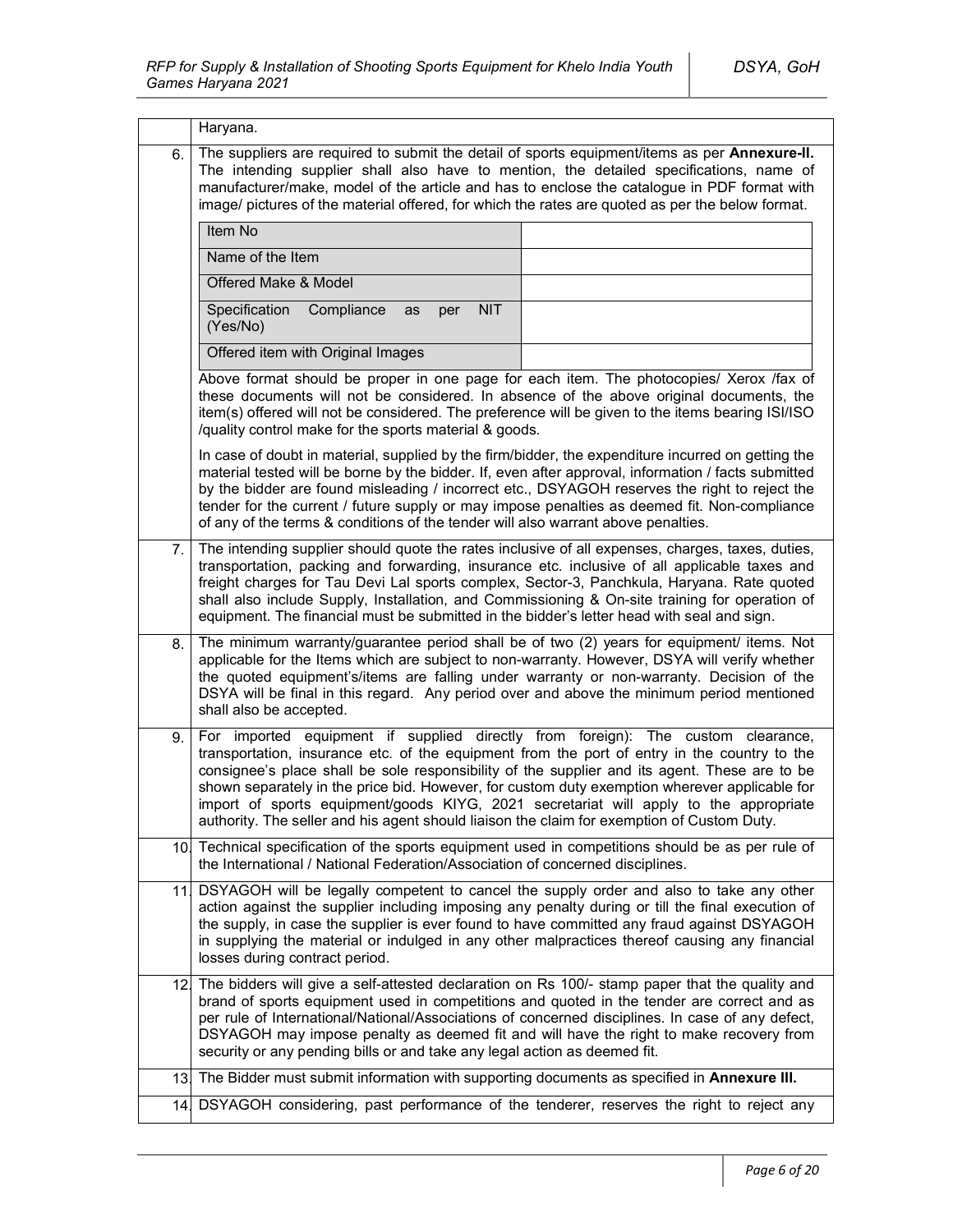| | |
|---|---|
| | Haryana. |
| 6. | The suppliers are required to submit the detail of sports equipment/items as per **Annexure-II.** The intending supplier shall also have to mention, the detailed specifications, name of manufacturer/make, model of the article and has to enclose the catalogue in PDF format with image/ pictures of the material offered, for which the rates are quoted as per the below format. |

| Item No | |
|---|---|
| Name of the Item | |
| Offered Make & Model | |
| Specification Compliance as per NIT (Yes/No) | |
| Offered item with Original Images | |

Above format should be proper in one page for each item. The photocopies/ Xerox /fax of these documents will not be considered. In absence of the above original documents, the item(s) offered will not be considered. The preference will be given to the items bearing ISI/ISO /quality control make for the sports material & goods.

In case of doubt in material, supplied by the firm/bidder, the expenditure incurred on getting the material tested will be borne by the bidder. If, even after approval, information / facts submitted by the bidder are found misleading / incorrect etc., DSYAGOH reserves the right to reject the tender for the current / future supply or may impose penalties as deemed fit. Non-compliance of any of the terms & conditions of the tender will also warrant above penalties.

| | |
|---|---|
| 7. | The intending supplier should quote the rates inclusive of all expenses, charges, taxes, duties, transportation, packing and forwarding, insurance etc. inclusive of all applicable taxes and freight charges for Tau Devi Lal sports complex, Sector-3, Panchkula, Haryana. Rate quoted shall also include Supply, Installation, and Commissioning & On-site training for operation of equipment. The financial must be submitted in the bidder's letter head with seal and sign. |
| 8. | The minimum warranty/guarantee period shall be of two (2) years for equipment/ items. Not applicable for the Items which are subject to non-warranty. However, DSYA will verify whether the quoted equipment's/items are falling under warranty or non-warranty. Decision of the DSYA will be final in this regard. Any period over and above the minimum period mentioned shall also be accepted. |
| 9. | For imported equipment if supplied directly from foreign): The custom clearance, transportation, insurance etc. of the equipment from the port of entry in the country to the consignee's place shall be sole responsibility of the supplier and its agent. These are to be shown separately in the price bid. However, for custom duty exemption wherever applicable for import of sports equipment/goods KIYG, 2021 secretariat will apply to the appropriate authority. The seller and his agent should liaison the claim for exemption of Custom Duty. |
| 10. | Technical specification of the sports equipment used in competitions should be as per rule of the International / National Federation/Association of concerned disciplines. |
| 11. | DSYAGOH will be legally competent to cancel the supply order and also to take any other action against the supplier including imposing any penalty during or till the final execution of the supply, in case the supplier is ever found to have committed any fraud against DSYAGOH in supplying the material or indulged in any other malpractices thereof causing any financial losses during contract period. |
| 12. | The bidders will give a self-attested declaration on Rs 100/- stamp paper that the quality and brand of sports equipment used in competitions and quoted in the tender are correct and as per rule of International/National/Associations of concerned disciplines. In case of any defect, DSYAGOH may impose penalty as deemed fit and will have the right to make recovery from security or any pending bills or and take any legal action as deemed fit. |
| 13. | The Bidder must submit information with supporting documents as specified in **Annexure III.** |
| 14. | DSYAGOH considering, past performance of the tenderer, reserves the right to reject any |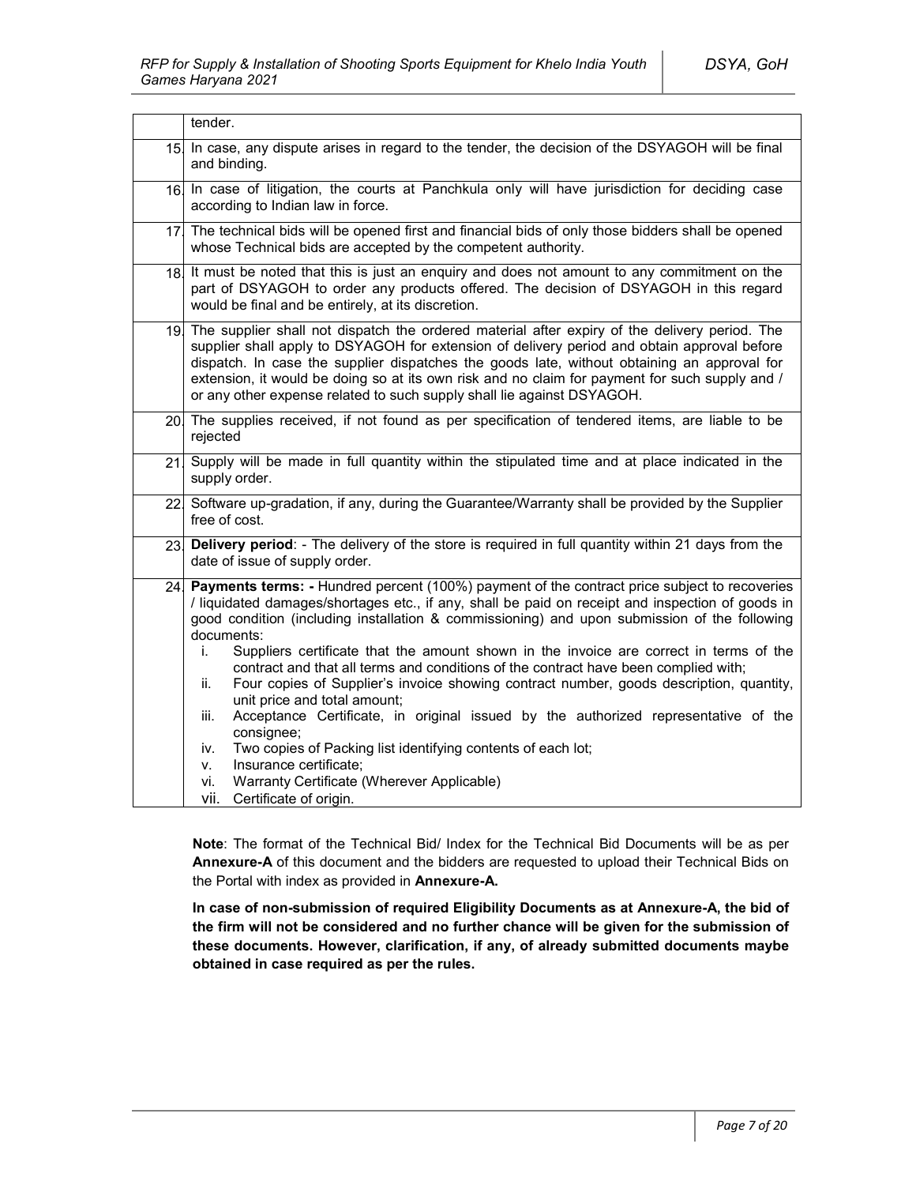|  |  |
| --- | --- |
|  | tender. |
| 15. | In case, any dispute arises in regard to the tender, the decision of the DSYAGOH will be final and binding. |
| 16. | In case of litigation, the courts at Panchkula only will have jurisdiction for deciding case according to Indian law in force. |
| 17. | The technical bids will be opened first and financial bids of only those bidders shall be opened whose Technical bids are accepted by the competent authority. |
| 18. | It must be noted that this is just an enquiry and does not amount to any commitment on the part of DSYAGOH to order any products offered. The decision of DSYAGOH in this regard would be final and be entirely, at its discretion. |
| 19. | The supplier shall not dispatch the ordered material after expiry of the delivery period. The supplier shall apply to DSYAGOH for extension of delivery period and obtain approval before dispatch. In case the supplier dispatches the goods late, without obtaining an approval for extension, it would be doing so at its own risk and no claim for payment for such supply and / or any other expense related to such supply shall lie against DSYAGOH. |
| 20. | The supplies received, if not found as per specification of tendered items, are liable to be rejected |
| 21. | Supply will be made in full quantity within the stipulated time and at place indicated in the supply order. |
| 22. | Software up-gradation, if any, during the Guarantee/Warranty shall be provided by the Supplier free of cost. |
| 23. | **Delivery period**: - The delivery of the store is required in full quantity within 21 days from the date of issue of supply order. |
| 24. | **Payments terms: -** Hundred percent (100%) payment of the contract price subject to recoveries / liquidated damages/shortages etc., if any, shall be paid on receipt and inspection of goods in good condition (including installation & commissioning) and upon submission of the following documents:<br>i. Suppliers certificate that the amount shown in the invoice are correct in terms of the contract and that all terms and conditions of the contract have been complied with;<br>ii. Four copies of Supplier's invoice showing contract number, goods description, quantity, unit price and total amount;<br>iii. Acceptance Certificate, in original issued by the authorized representative of the consignee;<br>iv. Two copies of Packing list identifying contents of each lot;<br>v. Insurance certificate;<br>vi. Warranty Certificate (Wherever Applicable)<br>vii. Certificate of origin. |

**Note**: The format of the Technical Bid/ Index for the Technical Bid Documents will be as per **Annexure-A** of this document and the bidders are requested to upload their Technical Bids on the Portal with index as provided in **Annexure-A.**

**In case of non-submission of required Eligibility Documents as at Annexure-A, the bid of the firm will not be considered and no further chance will be given for the submission of these documents. However, clarification, if any, of already submitted documents maybe obtained in case required as per the rules.**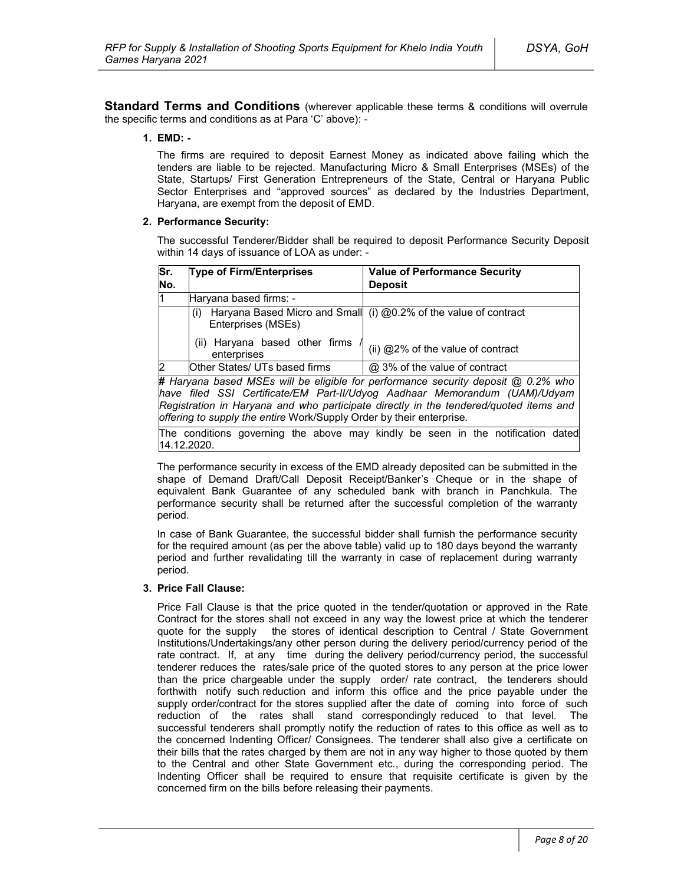**Standard Terms and Conditions** (wherever applicable these terms & conditions will overrule the specific terms and conditions as at Para 'C' above): -

**1. EMD: -**

The firms are required to deposit Earnest Money as indicated above failing which the tenders are liable to be rejected. Manufacturing Micro & Small Enterprises (MSEs) of the State, Startups/ First Generation Entrepreneurs of the State, Central or Haryana Public Sector Enterprises and "approved sources" as declared by the Industries Department, Haryana, are exempt from the deposit of EMD.

**2. Performance Security:**

The successful Tenderer/Bidder shall be required to deposit Performance Security Deposit within 14 days of issuance of LOA as under: -

| Sr. No. | Type of Firm/Enterprises | Value of Performance Security Deposit |
|---|---|---|
| 1 | Haryana based firms: - | |
| | (i) Haryana Based Micro and Small Enterprises (MSEs) | (i) @0.2% of the value of contract |
| | (ii) Haryana based other firms / enterprises | (ii) @2% of the value of contract |
| 2 | Other States/ UTs based firms | @ 3% of the value of contract |
| ***# Haryana based MSEs will be eligible for performance security deposit @ 0.2% who have filed SSI Certificate/EM Part-II/Udyog Aadhaar Memorandum (UAM)/Udyam Registration in Haryana and who participate directly in the tendered/quoted items and offering to supply the entire*** Work/Supply Order by their enterprise. | | |
| The conditions governing the above may kindly be seen in the notification dated 14.12.2020. | | |

The performance security in excess of the EMD already deposited can be submitted in the shape of Demand Draft/Call Deposit Receipt/Banker's Cheque or in the shape of equivalent Bank Guarantee of any scheduled bank with branch in Panchkula. The performance security shall be returned after the successful completion of the warranty period.

In case of Bank Guarantee, the successful bidder shall furnish the performance security for the required amount (as per the above table) valid up to 180 days beyond the warranty period and further revalidating till the warranty in case of replacement during warranty period.

**3. Price Fall Clause:**

Price Fall Clause is that the price quoted in the tender/quotation or approved in the Rate Contract for the stores shall not exceed in any way the lowest price at which the tenderer quote for the supply the stores of identical description to Central / State Government Institutions/Undertakings/any other person during the delivery period/currency period of the rate contract. If, at any time during the delivery period/currency period, the successful tenderer reduces the rates/sale price of the quoted stores to any person at the price lower than the price chargeable under the supply order/ rate contract, the tenderers should forthwith notify such reduction and inform this office and the price payable under the supply order/contract for the stores supplied after the date of coming into force of such reduction of the rates shall stand correspondingly reduced to that level. The successful tenderers shall promptly notify the reduction of rates to this office as well as to the concerned Indenting Officer/ Consignees. The tenderer shall also give a certificate on their bills that the rates charged by them are not in any way higher to those quoted by them to the Central and other State Government etc., during the corresponding period. The Indenting Officer shall be required to ensure that requisite certificate is given by the concerned firm on the bills before releasing their payments.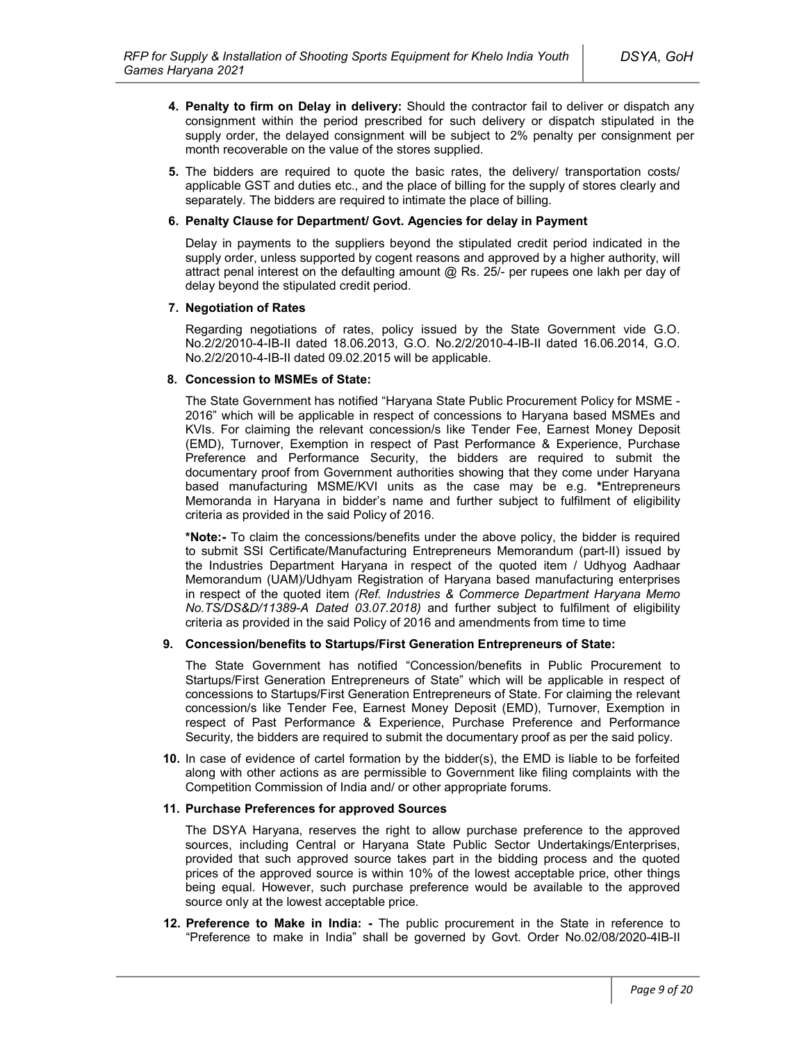4. **Penalty to firm on Delay in delivery:** Should the contractor fail to deliver or dispatch any consignment within the period prescribed for such delivery or dispatch stipulated in the supply order, the delayed consignment will be subject to 2% penalty per consignment per month recoverable on the value of the stores supplied.

5. The bidders are required to quote the basic rates, the delivery/ transportation costs/ applicable GST and duties etc., and the place of billing for the supply of stores clearly and separately. The bidders are required to intimate the place of billing.

6. **Penalty Clause for Department/ Govt. Agencies for delay in Payment**

   Delay in payments to the suppliers beyond the stipulated credit period indicated in the supply order, unless supported by cogent reasons and approved by a higher authority, will attract penal interest on the defaulting amount @ Rs. 25/- per rupees one lakh per day of delay beyond the stipulated credit period.

7. **Negotiation of Rates**

   Regarding negotiations of rates, policy issued by the State Government vide G.O. No.2/2/2010-4-IB-II dated 18.06.2013, G.O. No.2/2/2010-4-IB-II dated 16.06.2014, G.O. No.2/2/2010-4-IB-II dated 09.02.2015 will be applicable.

8. **Concession to MSMEs of State:**

   The State Government has notified "Haryana State Public Procurement Policy for MSME - 2016" which will be applicable in respect of concessions to Haryana based MSMEs and KVIs. For claiming the relevant concession/s like Tender Fee, Earnest Money Deposit (EMD), Turnover, Exemption in respect of Past Performance & Experience, Purchase Preference and Performance Security, the bidders are required to submit the documentary proof from Government authorities showing that they come under Haryana based manufacturing MSME/KVI units as the case may be e.g. ***Entrepreneurs Memoranda in Haryana in bidder's name and further subject to fulfilment of eligibility criteria as provided in the said Policy of 2016.

   ***Note:-** To claim the concessions/benefits under the above policy, the bidder is required to submit SSI Certificate/Manufacturing Entrepreneurs Memorandum (part-II) issued by the Industries Department Haryana in respect of the quoted item / Udhyog Aadhaar Memorandum (UAM)/Udhyam Registration of Haryana based manufacturing enterprises in respect of the quoted item *(Ref. Industries & Commerce Department Haryana Memo No.TS/DS&D/11389-A Dated 03.07.2018)* and further subject to fulfilment of eligibility criteria as provided in the said Policy of 2016 and amendments from time to time

9. **Concession/benefits to Startups/First Generation Entrepreneurs of State:**

   The State Government has notified "Concession/benefits in Public Procurement to Startups/First Generation Entrepreneurs of State" which will be applicable in respect of concessions to Startups/First Generation Entrepreneurs of State. For claiming the relevant concession/s like Tender Fee, Earnest Money Deposit (EMD), Turnover, Exemption in respect of Past Performance & Experience, Purchase Preference and Performance Security, the bidders are required to submit the documentary proof as per the said policy.

10. In case of evidence of cartel formation by the bidder(s), the EMD is liable to be forfeited along with other actions as are permissible to Government like filing complaints with the Competition Commission of India and/ or other appropriate forums.

11. **Purchase Preferences for approved Sources**

    The DSYA Haryana, reserves the right to allow purchase preference to the approved sources, including Central or Haryana State Public Sector Undertakings/Enterprises, provided that such approved source takes part in the bidding process and the quoted prices of the approved source is within 10% of the lowest acceptable price, other things being equal. However, such purchase preference would be available to the approved source only at the lowest acceptable price.

12. **Preference to Make in India: -** The public procurement in the State in reference to "Preference to make in India" shall be governed by Govt. Order No.02/08/2020-4IB-II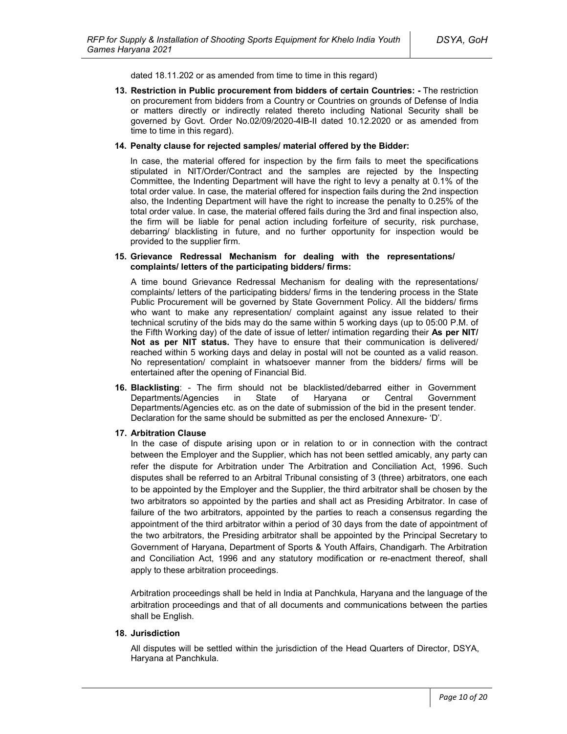dated 18.11.202 or as amended from time to time in this regard)

13. **Restriction in Public procurement from bidders of certain Countries: -** The restriction on procurement from bidders from a Country or Countries on grounds of Defense of India or matters directly or indirectly related thereto including National Security shall be governed by Govt. Order No.02/09/2020-4IB-II dated 10.12.2020 or as amended from time to time in this regard).

14. **Penalty clause for rejected samples/ material offered by the Bidder:**

    In case, the material offered for inspection by the firm fails to meet the specifications stipulated in NIT/Order/Contract and the samples are rejected by the Inspecting Committee, the Indenting Department will have the right to levy a penalty at 0.1% of the total order value. In case, the material offered for inspection fails during the 2nd inspection also, the Indenting Department will have the right to increase the penalty to 0.25% of the total order value. In case, the material offered fails during the 3rd and final inspection also, the firm will be liable for penal action including forfeiture of security, risk purchase, debarring/ blacklisting in future, and no further opportunity for inspection would be provided to the supplier firm.

15. **Grievance Redressal Mechanism for dealing with the representations/ complaints/ letters of the participating bidders/ firms:**

    A time bound Grievance Redressal Mechanism for dealing with the representations/ complaints/ letters of the participating bidders/ firms in the tendering process in the State Public Procurement will be governed by State Government Policy. All the bidders/ firms who want to make any representation/ complaint against any issue related to their technical scrutiny of the bids may do the same within 5 working days (up to 05:00 P.M. of the Fifth Working day) of the date of issue of letter/ intimation regarding their **As per NIT/ Not as per NIT status.** They have to ensure that their communication is delivered/ reached within 5 working days and delay in postal will not be counted as a valid reason. No representation/ complaint in whatsoever manner from the bidders/ firms will be entertained after the opening of Financial Bid.

16. **Blacklisting**: - The firm should not be blacklisted/debarred either in Government Departments/Agencies in State of Haryana or Central Government Departments/Agencies etc. as on the date of submission of the bid in the present tender. Declaration for the same should be submitted as per the enclosed Annexure- 'D'.

17. **Arbitration Clause**

    In the case of dispute arising upon or in relation to or in connection with the contract between the Employer and the Supplier, which has not been settled amicably, any party can refer the dispute for Arbitration under The Arbitration and Conciliation Act, 1996. Such disputes shall be referred to an Arbitral Tribunal consisting of 3 (three) arbitrators, one each to be appointed by the Employer and the Supplier, the third arbitrator shall be chosen by the two arbitrators so appointed by the parties and shall act as Presiding Arbitrator. In case of failure of the two arbitrators, appointed by the parties to reach a consensus regarding the appointment of the third arbitrator within a period of 30 days from the date of appointment of the two arbitrators, the Presiding arbitrator shall be appointed by the Principal Secretary to Government of Haryana, Department of Sports & Youth Affairs, Chandigarh. The Arbitration and Conciliation Act, 1996 and any statutory modification or re-enactment thereof, shall apply to these arbitration proceedings.

    Arbitration proceedings shall be held in India at Panchkula, Haryana and the language of the arbitration proceedings and that of all documents and communications between the parties shall be English.

18. **Jurisdiction**

    All disputes will be settled within the jurisdiction of the Head Quarters of Director, DSYA, Haryana at Panchkula.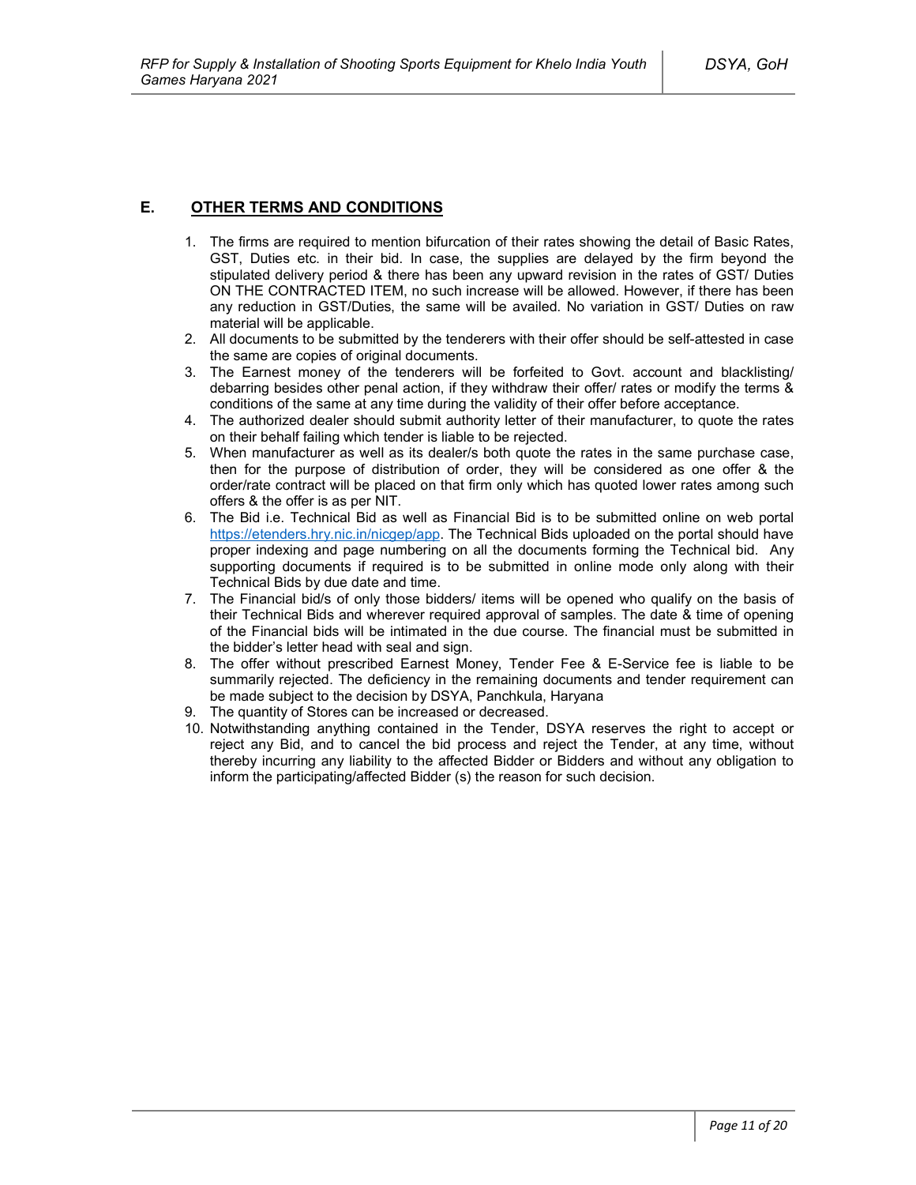## E. OTHER TERMS AND CONDITIONS

1. The firms are required to mention bifurcation of their rates showing the detail of Basic Rates, GST, Duties etc. in their bid. In case, the supplies are delayed by the firm beyond the stipulated delivery period & there has been any upward revision in the rates of GST/ Duties ON THE CONTRACTED ITEM, no such increase will be allowed. However, if there has been any reduction in GST/Duties, the same will be availed. No variation in GST/ Duties on raw material will be applicable.
2. All documents to be submitted by the tenderers with their offer should be self-attested in case the same are copies of original documents.
3. The Earnest money of the tenderers will be forfeited to Govt. account and blacklisting/ debarring besides other penal action, if they withdraw their offer/ rates or modify the terms & conditions of the same at any time during the validity of their offer before acceptance.
4. The authorized dealer should submit authority letter of their manufacturer, to quote the rates on their behalf failing which tender is liable to be rejected.
5. When manufacturer as well as its dealer/s both quote the rates in the same purchase case, then for the purpose of distribution of order, they will be considered as one offer & the order/rate contract will be placed on that firm only which has quoted lower rates among such offers & the offer is as per NIT.
6. The Bid i.e. Technical Bid as well as Financial Bid is to be submitted online on web portal [https://etenders.hry.nic.in/nicgep/app](https://etenders.hry.nic.in/nicgep/app). The Technical Bids uploaded on the portal should have proper indexing and page numbering on all the documents forming the Technical bid. Any supporting documents if required is to be submitted in online mode only along with their Technical Bids by due date and time.
7. The Financial bid/s of only those bidders/ items will be opened who qualify on the basis of their Technical Bids and wherever required approval of samples. The date & time of opening of the Financial bids will be intimated in the due course. The financial must be submitted in the bidder's letter head with seal and sign.
8. The offer without prescribed Earnest Money, Tender Fee & E-Service fee is liable to be summarily rejected. The deficiency in the remaining documents and tender requirement can be made subject to the decision by DSYA, Panchkula, Haryana
9. The quantity of Stores can be increased or decreased.
10. Notwithstanding anything contained in the Tender, DSYA reserves the right to accept or reject any Bid, and to cancel the bid process and reject the Tender, at any time, without thereby incurring any liability to the affected Bidder or Bidders and without any obligation to inform the participating/affected Bidder (s) the reason for such decision.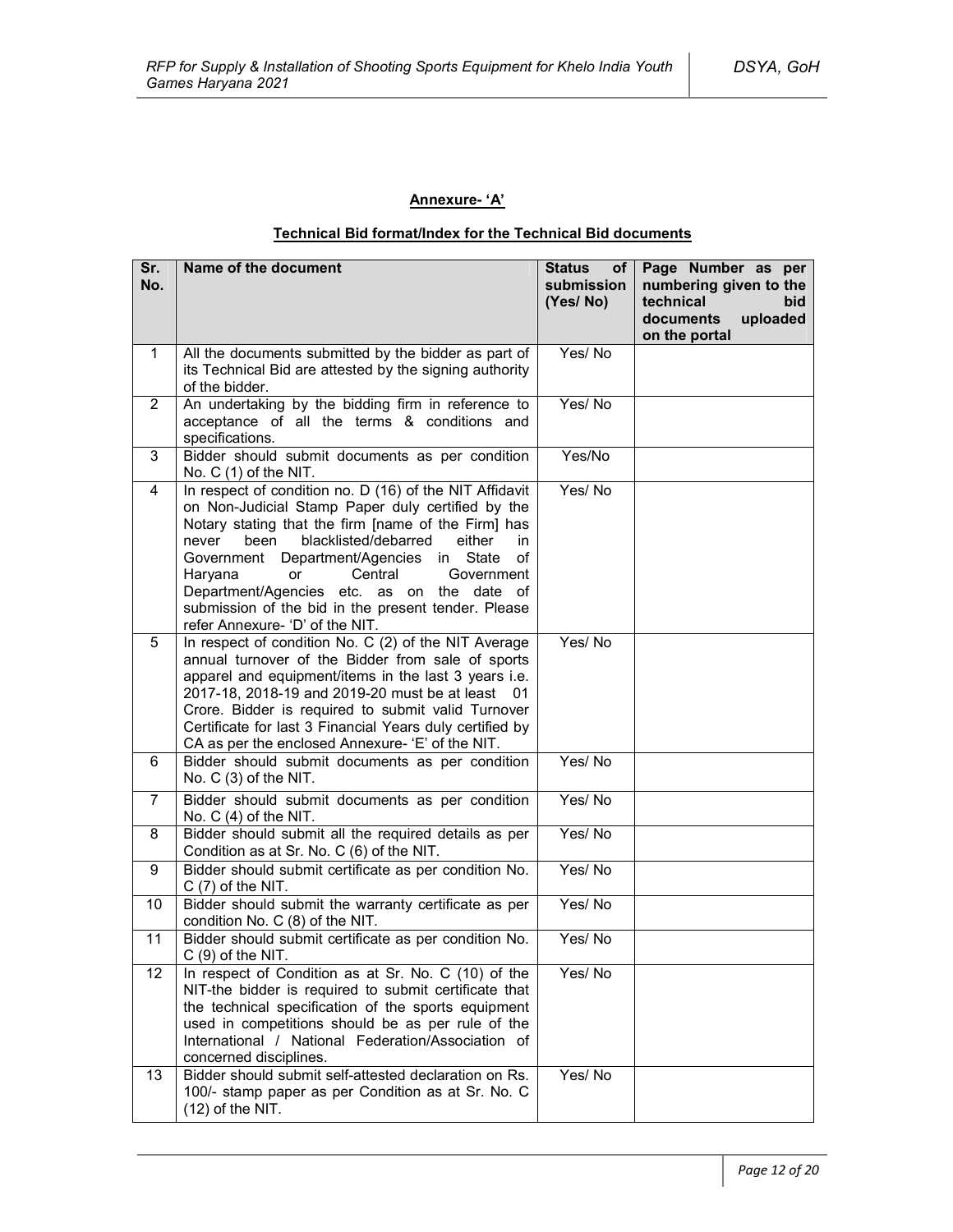**Annexure- 'A'**

**Technical Bid format/Index for the Technical Bid documents**

| Sr. No. | Name of the document | Status of submission (Yes/ No) | Page Number as per numbering given to the technical bid documents uploaded on the portal |
|---|---|---|---|
| 1 | All the documents submitted by the bidder as part of its Technical Bid are attested by the signing authority of the bidder. | Yes/ No | |
| 2 | An undertaking by the bidding firm in reference to acceptance of all the terms & conditions and specifications. | Yes/ No | |
| 3 | Bidder should submit documents as per condition No. C (1) of the NIT. | Yes/No | |
| 4 | In respect of condition no. D (16) of the NIT Affidavit on Non-Judicial Stamp Paper duly certified by the Notary stating that the firm [name of the Firm] has never been blacklisted/debarred either in Government Department/Agencies in State of Haryana or Central Government Department/Agencies etc. as on the date of submission of the bid in the present tender. Please refer Annexure- 'D' of the NIT. | Yes/ No | |
| 5 | In respect of condition No. C (2) of the NIT Average annual turnover of the Bidder from sale of sports apparel and equipment/items in the last 3 years i.e. 2017-18, 2018-19 and 2019-20 must be at least 01 Crore. Bidder is required to submit valid Turnover Certificate for last 3 Financial Years duly certified by CA as per the enclosed Annexure- 'E' of the NIT. | Yes/ No | |
| 6 | Bidder should submit documents as per condition No. C (3) of the NIT. | Yes/ No | |
| 7 | Bidder should submit documents as per condition No. C (4) of the NIT. | Yes/ No | |
| 8 | Bidder should submit all the required details as per Condition as at Sr. No. C (6) of the NIT. | Yes/ No | |
| 9 | Bidder should submit certificate as per condition No. C (7) of the NIT. | Yes/ No | |
| 10 | Bidder should submit the warranty certificate as per condition No. C (8) of the NIT. | Yes/ No | |
| 11 | Bidder should submit certificate as per condition No. C (9) of the NIT. | Yes/ No | |
| 12 | In respect of Condition as at Sr. No. C (10) of the NIT-the bidder is required to submit certificate that the technical specification of the sports equipment used in competitions should be as per rule of the International / National Federation/Association of concerned disciplines. | Yes/ No | |
| 13 | Bidder should submit self-attested declaration on Rs. 100/- stamp paper as per Condition as at Sr. No. C (12) of the NIT. | Yes/ No | |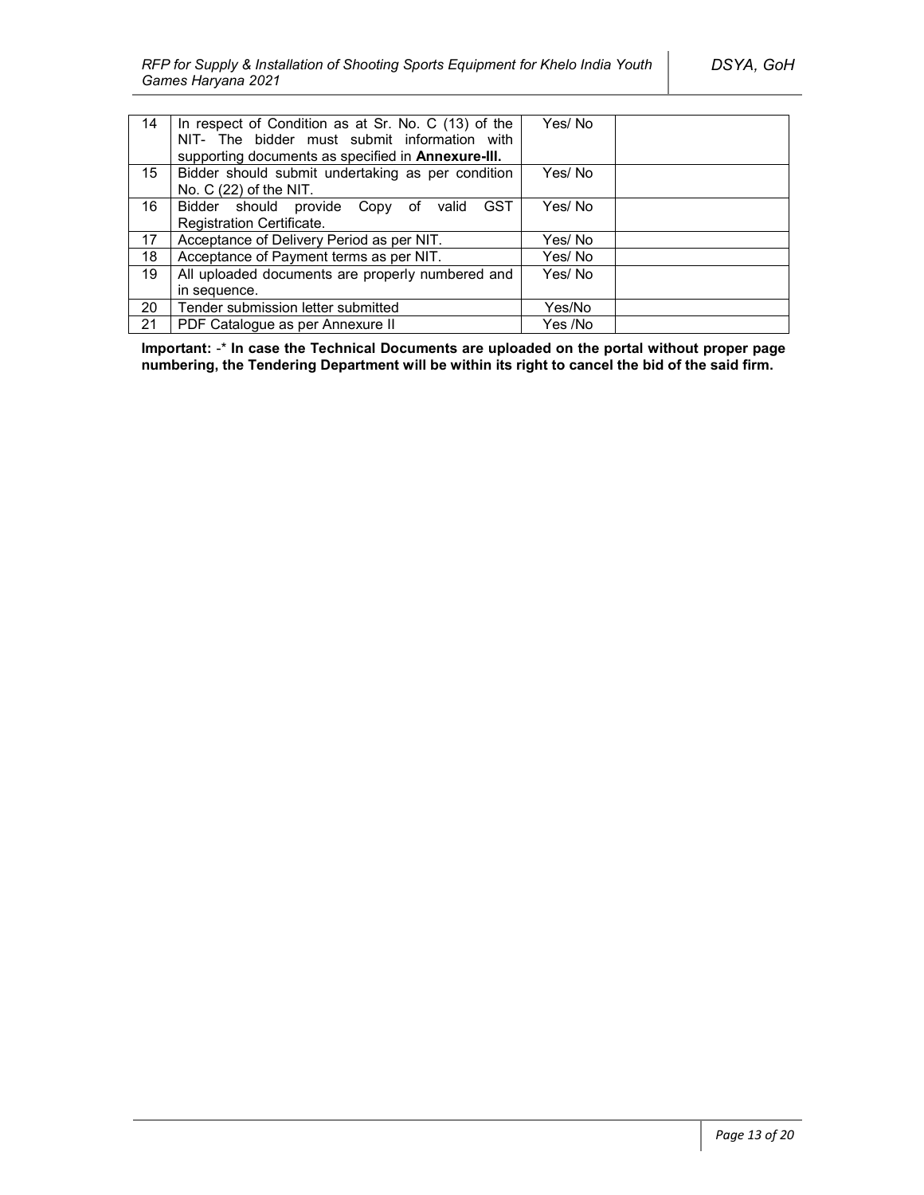| 14 | In respect of Condition as at Sr. No. C (13) of the NIT- The bidder must submit information with supporting documents as specified in **Annexure-III.** | Yes/ No | |
|---|---|---|---|
| 15 | Bidder should submit undertaking as per condition No. C (22) of the NIT. | Yes/ No | |
| 16 | Bidder should provide Copy of valid GST Registration Certificate. | Yes/ No | |
| 17 | Acceptance of Delivery Period as per NIT. | Yes/ No | |
| 18 | Acceptance of Payment terms as per NIT. | Yes/ No | |
| 19 | All uploaded documents are properly numbered and in sequence. | Yes/ No | |
| 20 | Tender submission letter submitted | Yes/No | |
| 21 | PDF Catalogue as per Annexure II | Yes /No | |

**Important:** -* **In case the Technical Documents are uploaded on the portal without proper page numbering, the Tendering Department will be within its right to cancel the bid of the said firm.**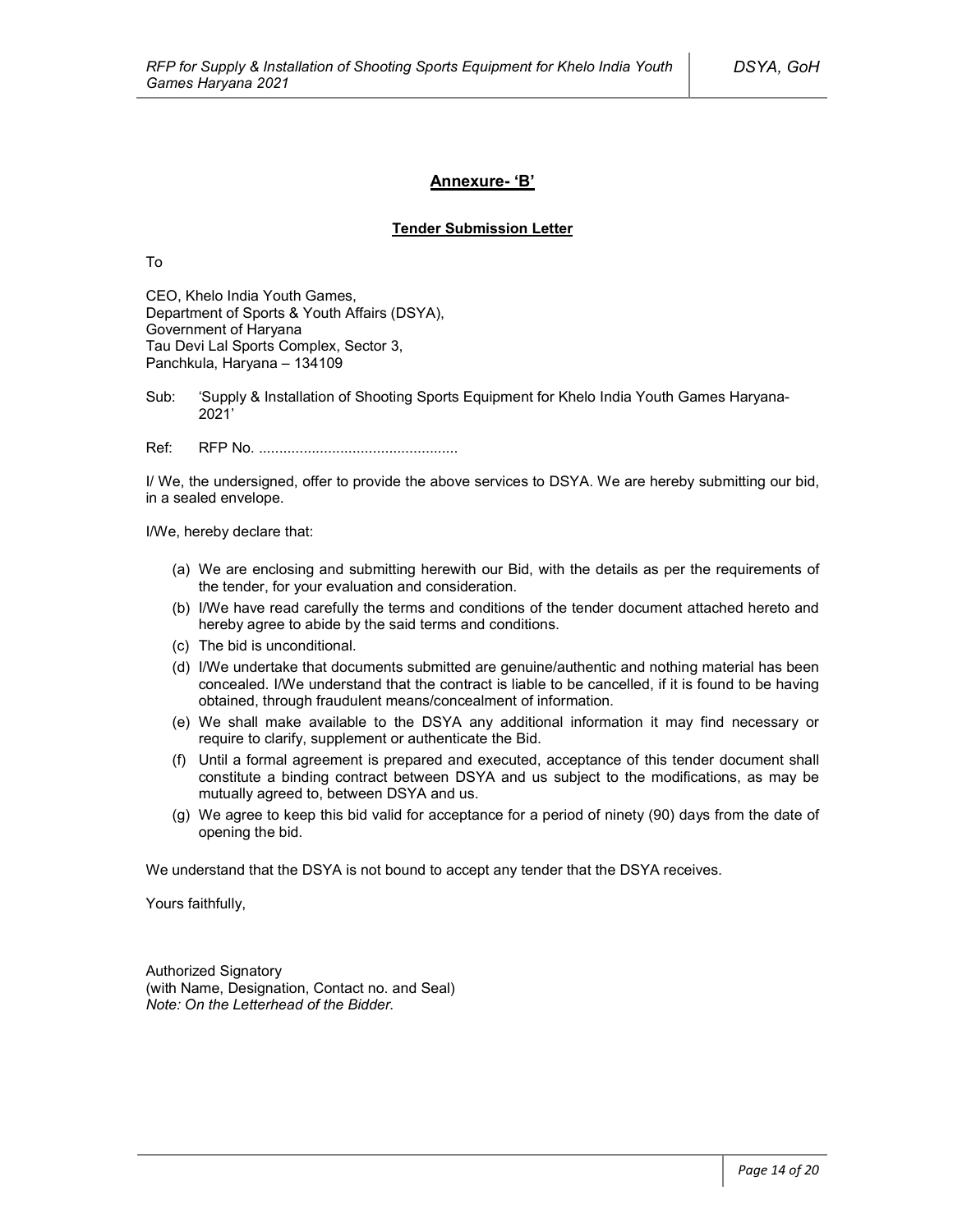## **Annexure- 'B'**

### **Tender Submission Letter**

To

CEO, Khelo India Youth Games,
Department of Sports & Youth Affairs (DSYA),
Government of Haryana
Tau Devi Lal Sports Complex, Sector 3,
Panchkula, Haryana – 134109

Sub: 'Supply & Installation of Shooting Sports Equipment for Khelo India Youth Games Haryana-2021'

Ref: RFP No. ................................................

I/ We, the undersigned, offer to provide the above services to DSYA. We are hereby submitting our bid, in a sealed envelope.

I/We, hereby declare that:

(a) We are enclosing and submitting herewith our Bid, with the details as per the requirements of the tender, for your evaluation and consideration.

(b) I/We have read carefully the terms and conditions of the tender document attached hereto and hereby agree to abide by the said terms and conditions.

(c) The bid is unconditional.

(d) I/We undertake that documents submitted are genuine/authentic and nothing material has been concealed. I/We understand that the contract is liable to be cancelled, if it is found to be having obtained, through fraudulent means/concealment of information.

(e) We shall make available to the DSYA any additional information it may find necessary or require to clarify, supplement or authenticate the Bid.

(f) Until a formal agreement is prepared and executed, acceptance of this tender document shall constitute a binding contract between DSYA and us subject to the modifications, as may be mutually agreed to, between DSYA and us.

(g) We agree to keep this bid valid for acceptance for a period of ninety (90) days from the date of opening the bid.

We understand that the DSYA is not bound to accept any tender that the DSYA receives.

Yours faithfully,

Authorized Signatory
(with Name, Designation, Contact no. and Seal)
*Note: On the Letterhead of the Bidder.*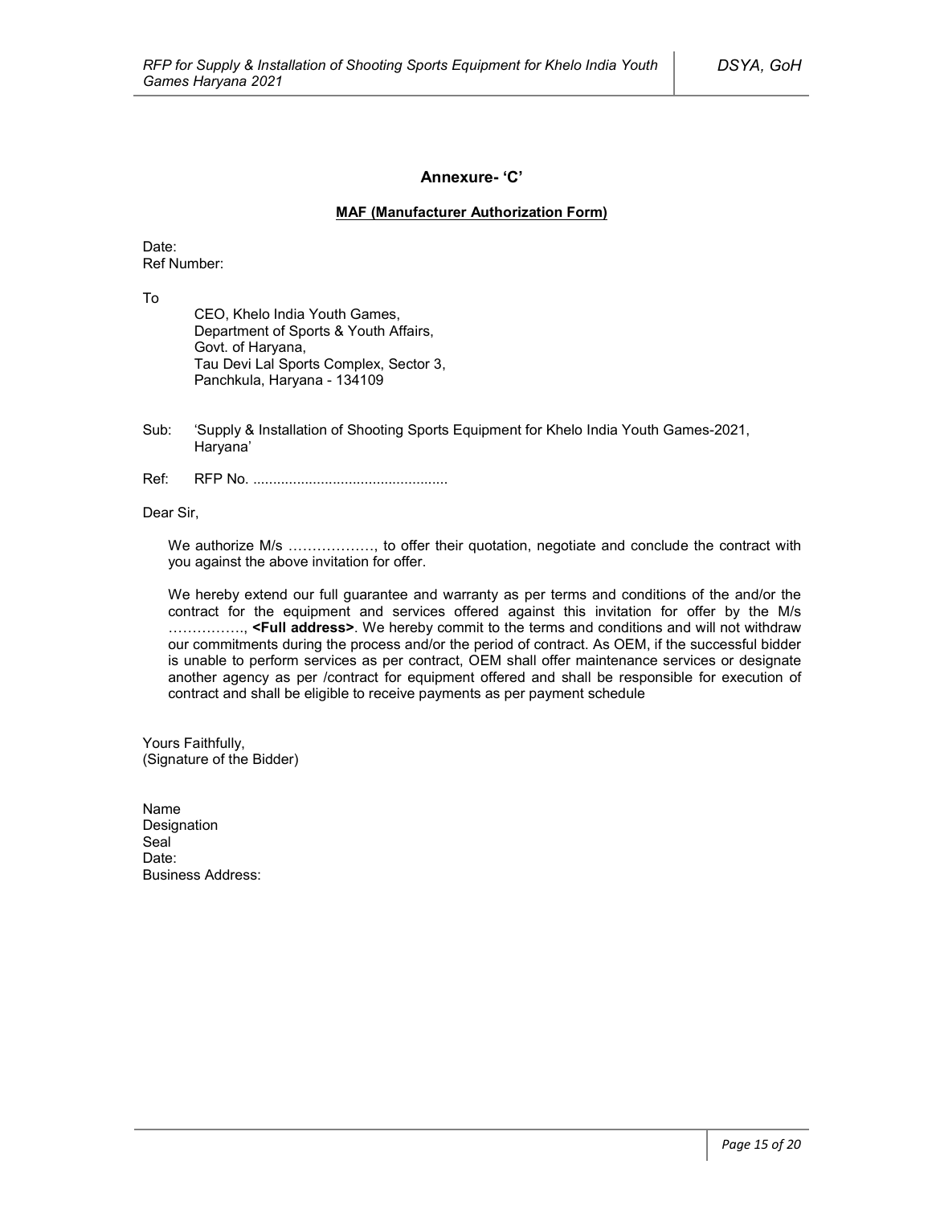## Annexure- 'C'

**MAF (Manufacturer Authorization Form)**

Date:
Ref Number:

To

CEO, Khelo India Youth Games,
Department of Sports & Youth Affairs,
Govt. of Haryana,
Tau Devi Lal Sports Complex, Sector 3,
Panchkula, Haryana - 134109

Sub: 'Supply & Installation of Shooting Sports Equipment for Khelo India Youth Games-2021, Haryana'

Ref: RFP No. .................................................

Dear Sir,

We authorize M/s ………………, to offer their quotation, negotiate and conclude the contract with you against the above invitation for offer.

We hereby extend our full guarantee and warranty as per terms and conditions of the and/or the contract for the equipment and services offered against this invitation for offer by the M/s ……………., **<Full address>**. We hereby commit to the terms and conditions and will not withdraw our commitments during the process and/or the period of contract. As OEM, if the successful bidder is unable to perform services as per contract, OEM shall offer maintenance services or designate another agency as per /contract for equipment offered and shall be responsible for execution of contract and shall be eligible to receive payments as per payment schedule

Yours Faithfully,
(Signature of the Bidder)

Name
Designation
Seal
Date:
Business Address: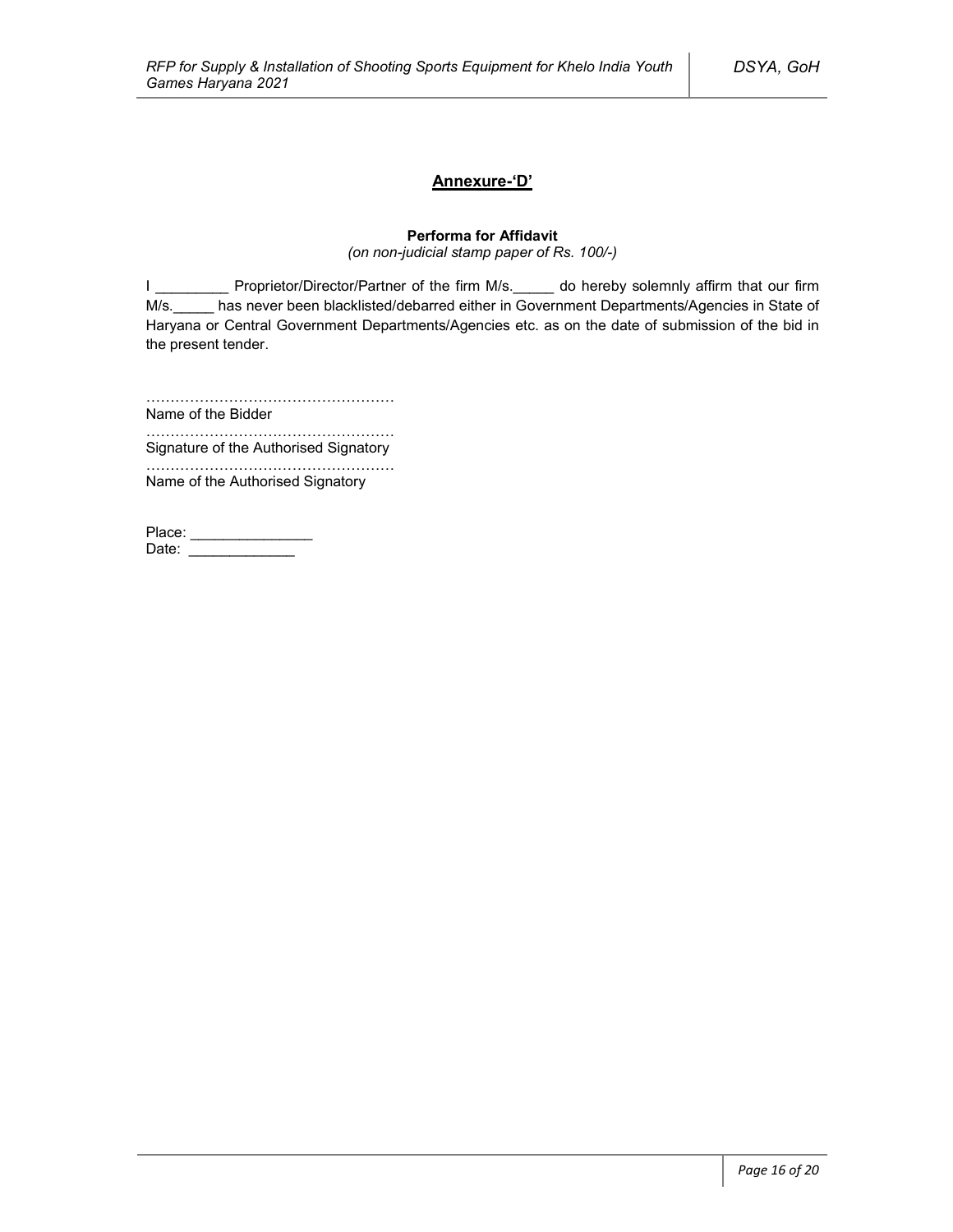## Annexure-'D'

**Performa for Affidavit**

*(on non-judicial stamp paper of Rs. 100/-)*

I _________ Proprietor/Director/Partner of the firm M/s._____ do hereby solemnly affirm that our firm M/s._____ has never been blacklisted/debarred either in Government Departments/Agencies in State of Haryana or Central Government Departments/Agencies etc. as on the date of submission of the bid in the present tender.

……………………………………………
Name of the Bidder

……………………………………………
Signature of the Authorised Signatory

……………………………………………
Name of the Authorised Signatory

Place: _______________
Date: _____________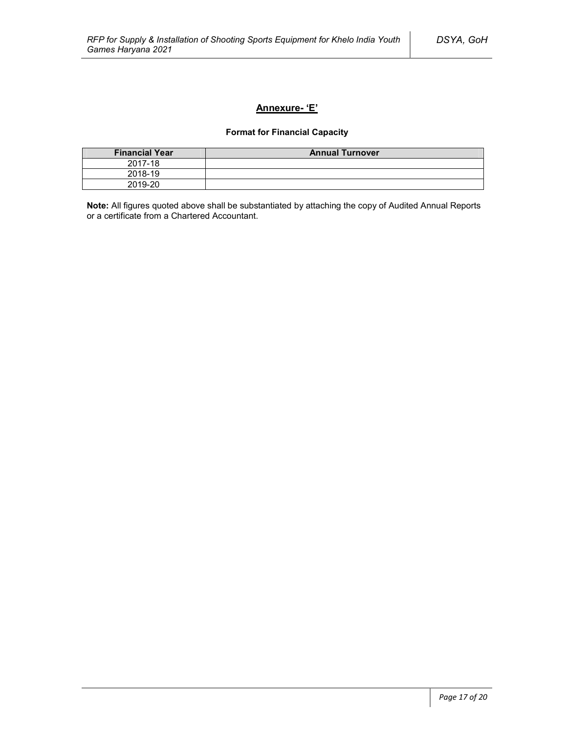## Annexure- 'E'

**Format for Financial Capacity**

| Financial Year | Annual Turnover |
|---|---|
| 2017-18 | |
| 2018-19 | |
| 2019-20 | |

**Note:** All figures quoted above shall be substantiated by attaching the copy of Audited Annual Reports or a certificate from a Chartered Accountant.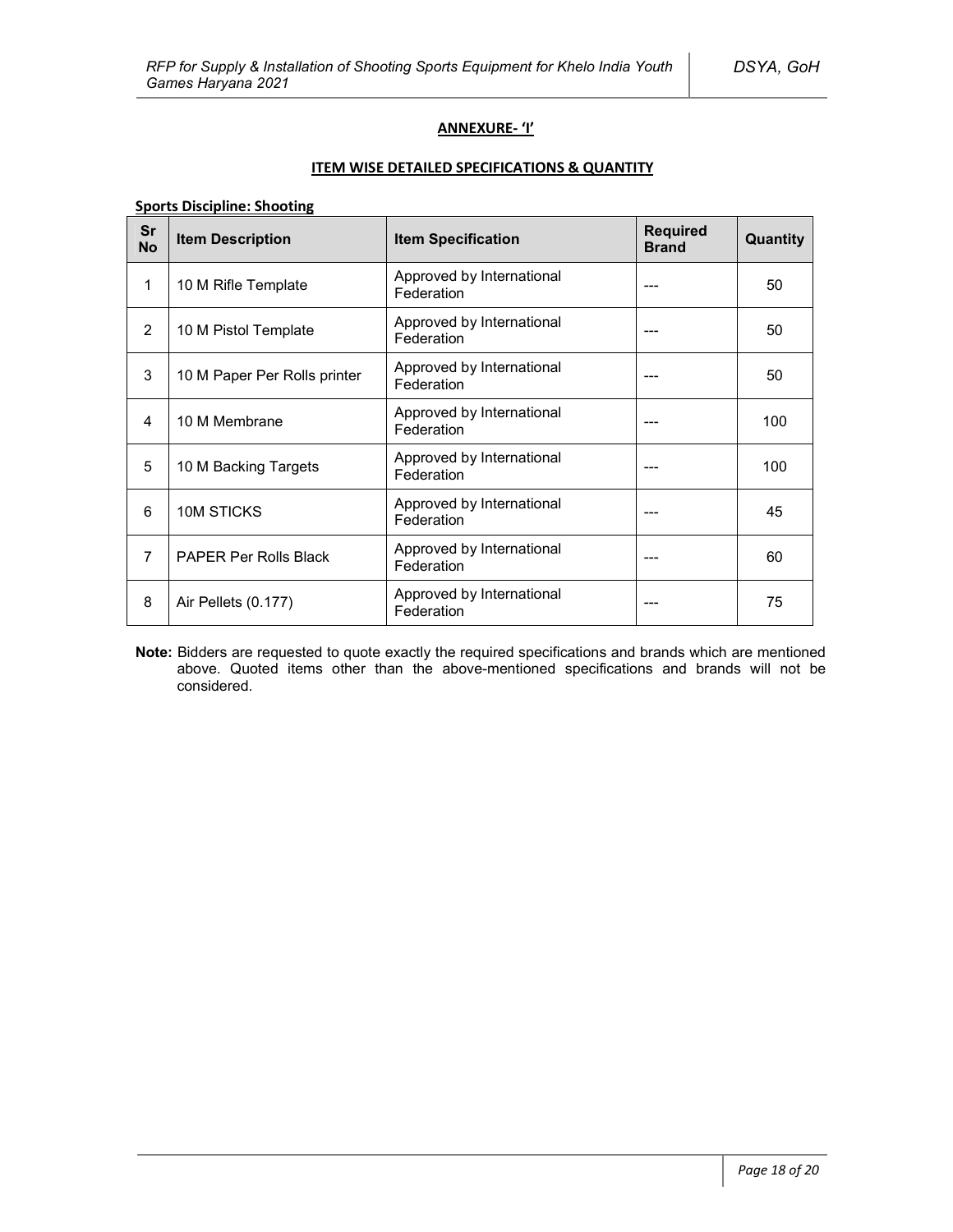## ANNEXURE- 'I'

### ITEM WISE DETAILED SPECIFICATIONS & QUANTITY

**Sports Discipline: Shooting**

| Sr No | Item Description | Item Specification | Required Brand | Quantity |
|---|---|---|---|---|
| 1 | 10 M Rifle Template | Approved by International Federation | --- | 50 |
| 2 | 10 M Pistol Template | Approved by International Federation | --- | 50 |
| 3 | 10 M Paper Per Rolls printer | Approved by International Federation | --- | 50 |
| 4 | 10 M Membrane | Approved by International Federation | --- | 100 |
| 5 | 10 M Backing Targets | Approved by International Federation | --- | 100 |
| 6 | 10M STICKS | Approved by International Federation | --- | 45 |
| 7 | PAPER Per Rolls Black | Approved by International Federation | --- | 60 |
| 8 | Air Pellets (0.177) | Approved by International Federation | --- | 75 |

**Note:** Bidders are requested to quote exactly the required specifications and brands which are mentioned above. Quoted items other than the above-mentioned specifications and brands will not be considered.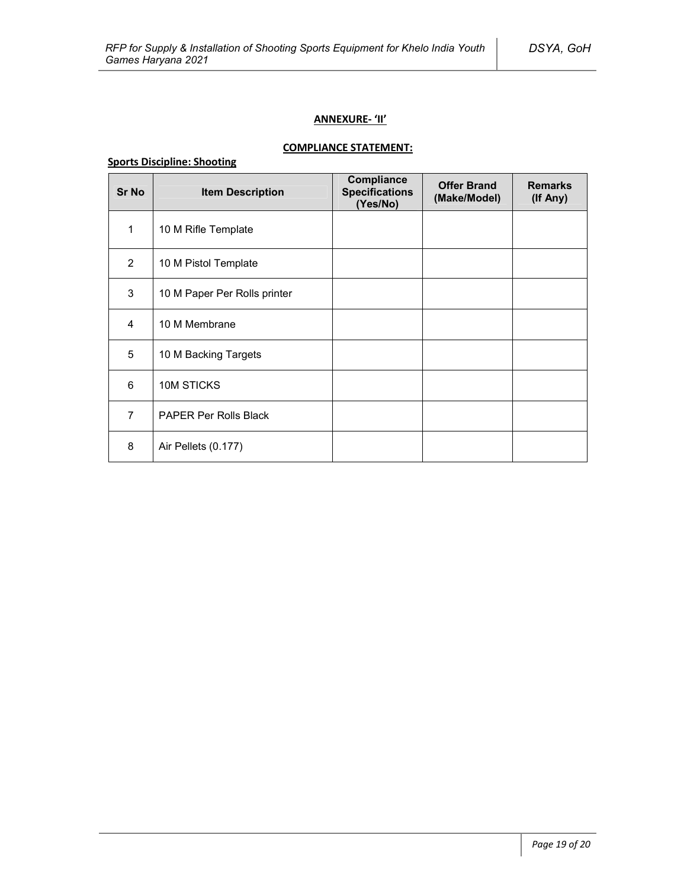**ANNEXURE- 'II'**

**COMPLIANCE STATEMENT:**

**Sports Discipline: Shooting**

| Sr No | Item Description | Compliance Specifications (Yes/No) | Offer Brand (Make/Model) | Remarks (If Any) |
|---|---|---|---|---|
| 1 | 10 M Rifle Template | | | |
| 2 | 10 M Pistol Template | | | |
| 3 | 10 M Paper Per Rolls printer | | | |
| 4 | 10 M Membrane | | | |
| 5 | 10 M Backing Targets | | | |
| 6 | 10M STICKS | | | |
| 7 | PAPER Per Rolls Black | | | |
| 8 | Air Pellets (0.177) | | | |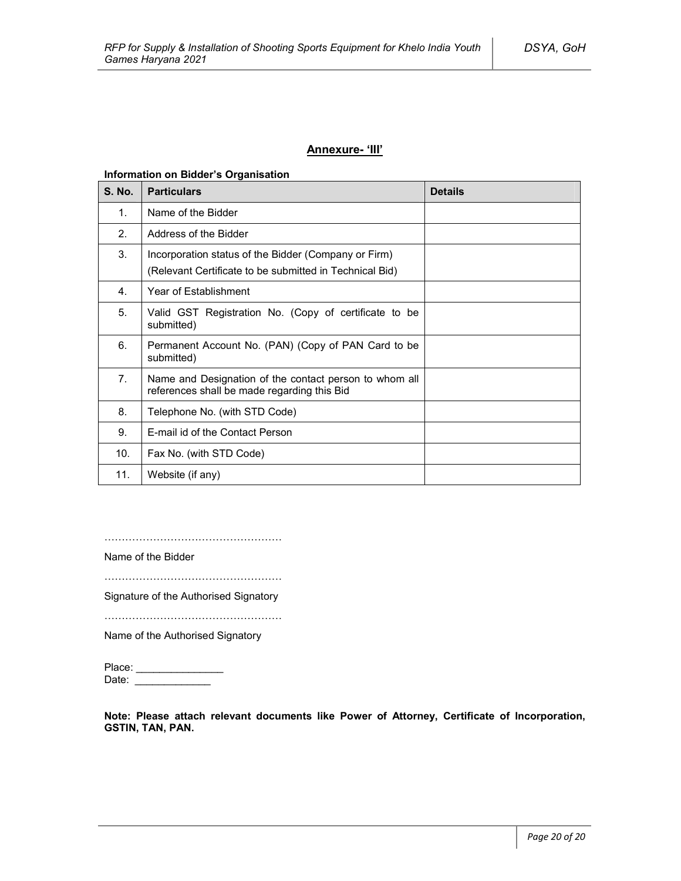## Annexure- 'III'

**Information on Bidder's Organisation**

| S. No. | Particulars | Details |
|---|---|---|
| 1. | Name of the Bidder | |
| 2. | Address of the Bidder | |
| 3. | Incorporation status of the Bidder (Company or Firm)<br>(Relevant Certificate to be submitted in Technical Bid) | |
| 4. | Year of Establishment | |
| 5. | Valid GST Registration No. (Copy of certificate to be submitted) | |
| 6. | Permanent Account No. (PAN) (Copy of PAN Card to be submitted) | |
| 7. | Name and Designation of the contact person to whom all references shall be made regarding this Bid | |
| 8. | Telephone No. (with STD Code) | |
| 9. | E-mail id of the Contact Person | |
| 10. | Fax No. (with STD Code) | |
| 11. | Website (if any) | |

……………………………………………

Name of the Bidder

……………………………………………

Signature of the Authorised Signatory

……………………………………………

Name of the Authorised Signatory

Place: _______________
Date: _____________

**Note: Please attach relevant documents like Power of Attorney, Certificate of Incorporation, GSTIN, TAN, PAN.**